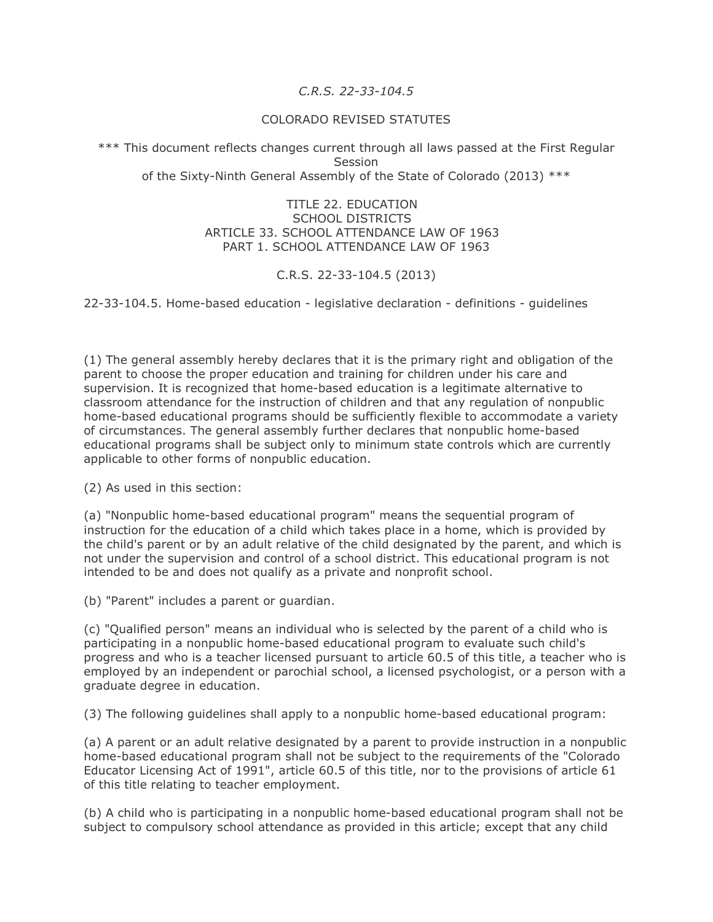*C.R.S. 22-33-104.5*

COLORADO REVISED STATUTES

*** This document reflects changes current through all laws passed at the First Regular Session of the Sixty-Ninth General Assembly of the State of Colorado (2013) ***

TITLE 22. EDUCATION
SCHOOL DISTRICTS
ARTICLE 33. SCHOOL ATTENDANCE LAW OF 1963
PART 1. SCHOOL ATTENDANCE LAW OF 1963

C.R.S. 22-33-104.5 (2013)

22-33-104.5. Home-based education - legislative declaration - definitions - guidelines

(1) The general assembly hereby declares that it is the primary right and obligation of the parent to choose the proper education and training for children under his care and supervision. It is recognized that home-based education is a legitimate alternative to classroom attendance for the instruction of children and that any regulation of nonpublic home-based educational programs should be sufficiently flexible to accommodate a variety of circumstances. The general assembly further declares that nonpublic home-based educational programs shall be subject only to minimum state controls which are currently applicable to other forms of nonpublic education.

(2) As used in this section:

(a) "Nonpublic home-based educational program" means the sequential program of instruction for the education of a child which takes place in a home, which is provided by the child's parent or by an adult relative of the child designated by the parent, and which is not under the supervision and control of a school district. This educational program is not intended to be and does not qualify as a private and nonprofit school.

(b) "Parent" includes a parent or guardian.

(c) "Qualified person" means an individual who is selected by the parent of a child who is participating in a nonpublic home-based educational program to evaluate such child's progress and who is a teacher licensed pursuant to article 60.5 of this title, a teacher who is employed by an independent or parochial school, a licensed psychologist, or a person with a graduate degree in education.

(3) The following guidelines shall apply to a nonpublic home-based educational program:

(a) A parent or an adult relative designated by a parent to provide instruction in a nonpublic home-based educational program shall not be subject to the requirements of the "Colorado Educator Licensing Act of 1991", article 60.5 of this title, nor to the provisions of article 61 of this title relating to teacher employment.

(b) A child who is participating in a nonpublic home-based educational program shall not be subject to compulsory school attendance as provided in this article; except that any child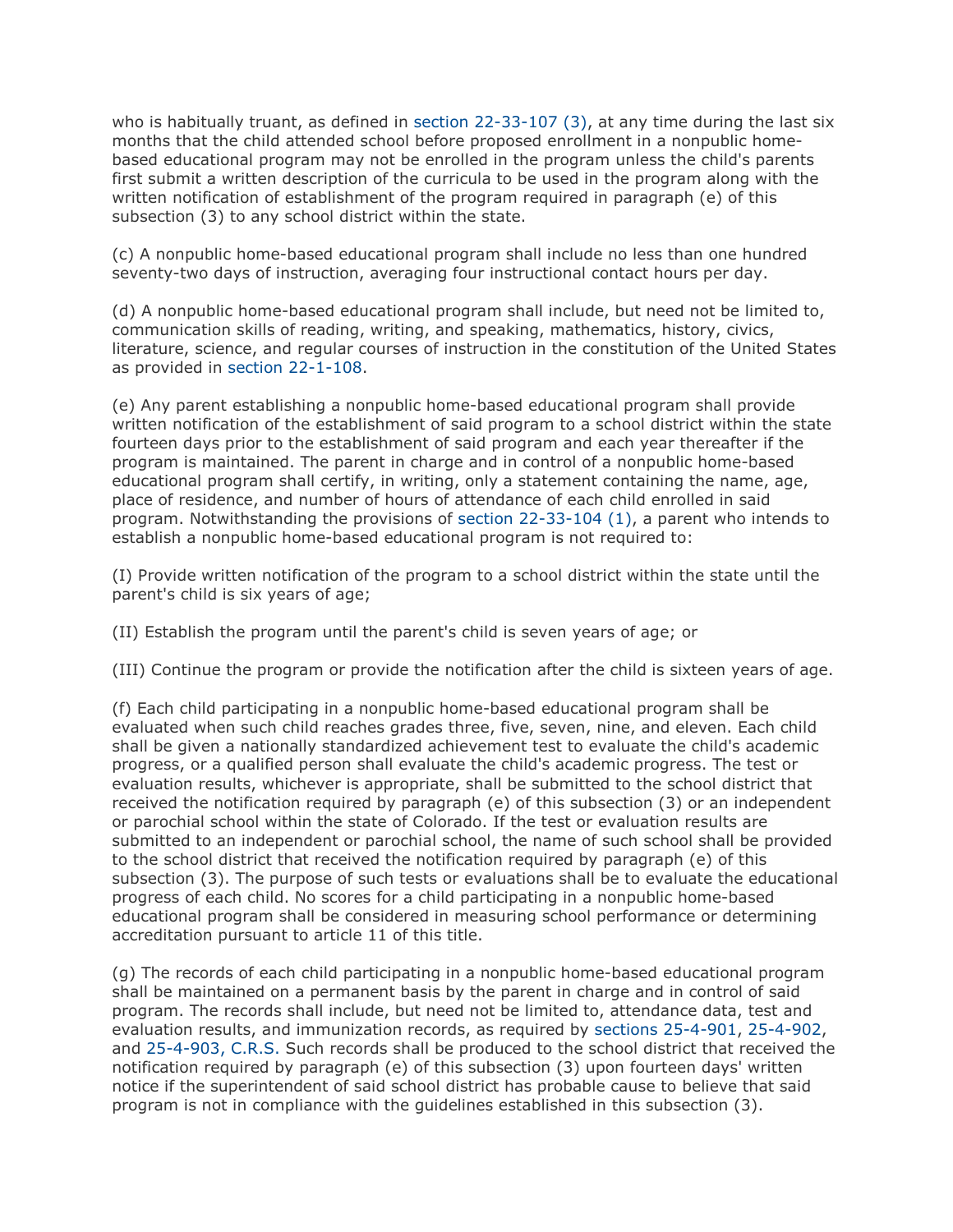who is habitually truant, as defined in section 22-33-107 (3), at any time during the last six months that the child attended school before proposed enrollment in a nonpublic home-based educational program may not be enrolled in the program unless the child's parents first submit a written description of the curricula to be used in the program along with the written notification of establishment of the program required in paragraph (e) of this subsection (3) to any school district within the state.

(c) A nonpublic home-based educational program shall include no less than one hundred seventy-two days of instruction, averaging four instructional contact hours per day.

(d) A nonpublic home-based educational program shall include, but need not be limited to, communication skills of reading, writing, and speaking, mathematics, history, civics, literature, science, and regular courses of instruction in the constitution of the United States as provided in section 22-1-108.

(e) Any parent establishing a nonpublic home-based educational program shall provide written notification of the establishment of said program to a school district within the state fourteen days prior to the establishment of said program and each year thereafter if the program is maintained. The parent in charge and in control of a nonpublic home-based educational program shall certify, in writing, only a statement containing the name, age, place of residence, and number of hours of attendance of each child enrolled in said program. Notwithstanding the provisions of section 22-33-104 (1), a parent who intends to establish a nonpublic home-based educational program is not required to:

(I) Provide written notification of the program to a school district within the state until the parent's child is six years of age;

(II) Establish the program until the parent's child is seven years of age; or

(III) Continue the program or provide the notification after the child is sixteen years of age.

(f) Each child participating in a nonpublic home-based educational program shall be evaluated when such child reaches grades three, five, seven, nine, and eleven. Each child shall be given a nationally standardized achievement test to evaluate the child's academic progress, or a qualified person shall evaluate the child's academic progress. The test or evaluation results, whichever is appropriate, shall be submitted to the school district that received the notification required by paragraph (e) of this subsection (3) or an independent or parochial school within the state of Colorado. If the test or evaluation results are submitted to an independent or parochial school, the name of such school shall be provided to the school district that received the notification required by paragraph (e) of this subsection (3). The purpose of such tests or evaluations shall be to evaluate the educational progress of each child. No scores for a child participating in a nonpublic home-based educational program shall be considered in measuring school performance or determining accreditation pursuant to article 11 of this title.

(g) The records of each child participating in a nonpublic home-based educational program shall be maintained on a permanent basis by the parent in charge and in control of said program. The records shall include, but need not be limited to, attendance data, test and evaluation results, and immunization records, as required by sections 25-4-901, 25-4-902, and 25-4-903, C.R.S. Such records shall be produced to the school district that received the notification required by paragraph (e) of this subsection (3) upon fourteen days' written notice if the superintendent of said school district has probable cause to believe that said program is not in compliance with the guidelines established in this subsection (3).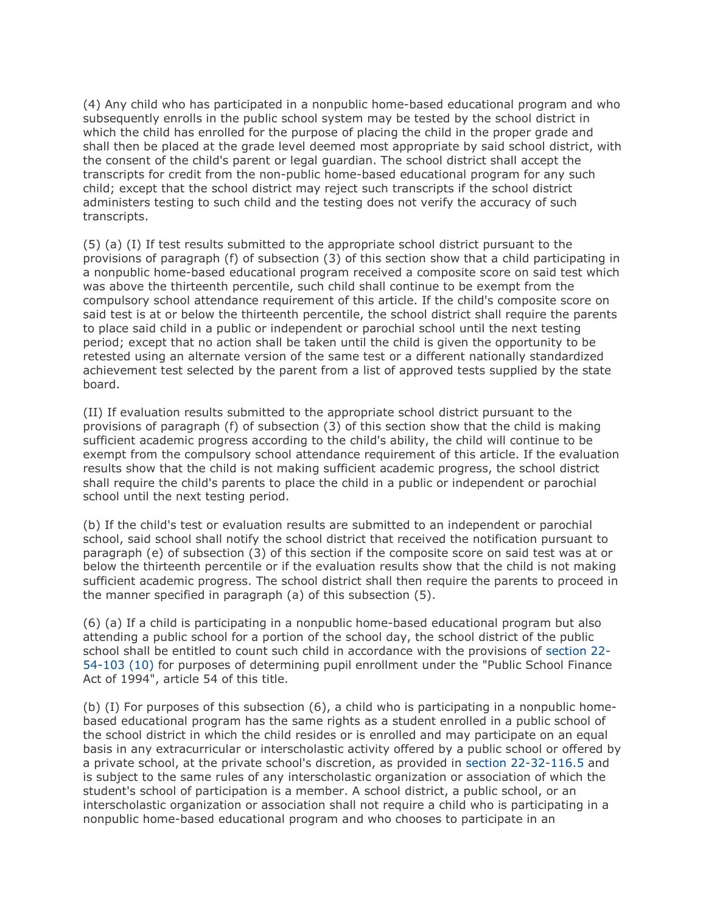(4) Any child who has participated in a nonpublic home-based educational program and who subsequently enrolls in the public school system may be tested by the school district in which the child has enrolled for the purpose of placing the child in the proper grade and shall then be placed at the grade level deemed most appropriate by said school district, with the consent of the child's parent or legal guardian. The school district shall accept the transcripts for credit from the non-public home-based educational program for any such child; except that the school district may reject such transcripts if the school district administers testing to such child and the testing does not verify the accuracy of such transcripts.

(5) (a) (I) If test results submitted to the appropriate school district pursuant to the provisions of paragraph (f) of subsection (3) of this section show that a child participating in a nonpublic home-based educational program received a composite score on said test which was above the thirteenth percentile, such child shall continue to be exempt from the compulsory school attendance requirement of this article. If the child's composite score on said test is at or below the thirteenth percentile, the school district shall require the parents to place said child in a public or independent or parochial school until the next testing period; except that no action shall be taken until the child is given the opportunity to be retested using an alternate version of the same test or a different nationally standardized achievement test selected by the parent from a list of approved tests supplied by the state board.

(II) If evaluation results submitted to the appropriate school district pursuant to the provisions of paragraph (f) of subsection (3) of this section show that the child is making sufficient academic progress according to the child's ability, the child will continue to be exempt from the compulsory school attendance requirement of this article. If the evaluation results show that the child is not making sufficient academic progress, the school district shall require the child's parents to place the child in a public or independent or parochial school until the next testing period.

(b) If the child's test or evaluation results are submitted to an independent or parochial school, said school shall notify the school district that received the notification pursuant to paragraph (e) of subsection (3) of this section if the composite score on said test was at or below the thirteenth percentile or if the evaluation results show that the child is not making sufficient academic progress. The school district shall then require the parents to proceed in the manner specified in paragraph (a) of this subsection (5).

(6) (a) If a child is participating in a nonpublic home-based educational program but also attending a public school for a portion of the school day, the school district of the public school shall be entitled to count such child in accordance with the provisions of section 22-54-103 (10) for purposes of determining pupil enrollment under the "Public School Finance Act of 1994", article 54 of this title.

(b) (I) For purposes of this subsection (6), a child who is participating in a nonpublic home-based educational program has the same rights as a student enrolled in a public school of the school district in which the child resides or is enrolled and may participate on an equal basis in any extracurricular or interscholastic activity offered by a public school or offered by a private school, at the private school's discretion, as provided in section 22-32-116.5 and is subject to the same rules of any interscholastic organization or association of which the student's school of participation is a member. A school district, a public school, or an interscholastic organization or association shall not require a child who is participating in a nonpublic home-based educational program and who chooses to participate in an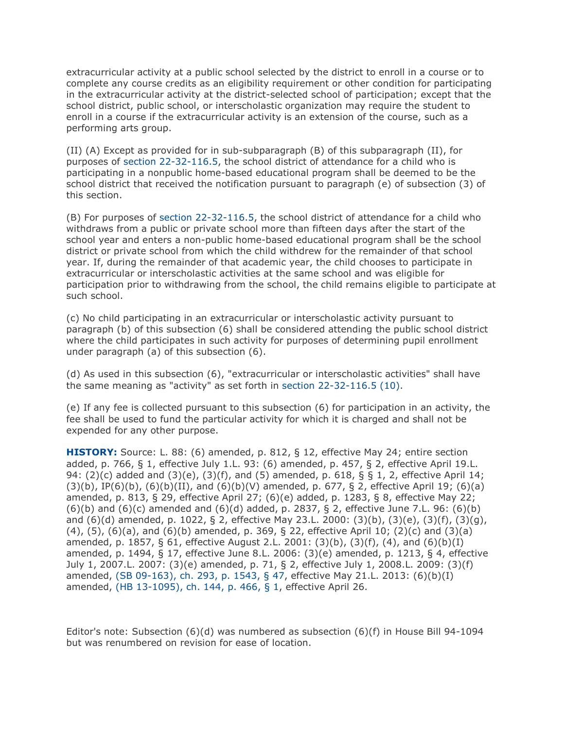extracurricular activity at a public school selected by the district to enroll in a course or to complete any course credits as an eligibility requirement or other condition for participating in the extracurricular activity at the district-selected school of participation; except that the school district, public school, or interscholastic organization may require the student to enroll in a course if the extracurricular activity is an extension of the course, such as a performing arts group.

(II) (A) Except as provided for in sub-subparagraph (B) of this subparagraph (II), for purposes of section 22-32-116.5, the school district of attendance for a child who is participating in a nonpublic home-based educational program shall be deemed to be the school district that received the notification pursuant to paragraph (e) of subsection (3) of this section.

(B) For purposes of section 22-32-116.5, the school district of attendance for a child who withdraws from a public or private school more than fifteen days after the start of the school year and enters a non-public home-based educational program shall be the school district or private school from which the child withdrew for the remainder of that school year. If, during the remainder of that academic year, the child chooses to participate in extracurricular or interscholastic activities at the same school and was eligible for participation prior to withdrawing from the school, the child remains eligible to participate at such school.

(c) No child participating in an extracurricular or interscholastic activity pursuant to paragraph (b) of this subsection (6) shall be considered attending the public school district where the child participates in such activity for purposes of determining pupil enrollment under paragraph (a) of this subsection (6).

(d) As used in this subsection (6), "extracurricular or interscholastic activities" shall have the same meaning as "activity" as set forth in section 22-32-116.5 (10).

(e) If any fee is collected pursuant to this subsection (6) for participation in an activity, the fee shall be used to fund the particular activity for which it is charged and shall not be expended for any other purpose.

**HISTORY:** Source: L. 88: (6) amended, p. 812, § 12, effective May 24; entire section added, p. 766, § 1, effective July 1.L. 93: (6) amended, p. 457, § 2, effective April 19.L. 94: (2)(c) added and (3)(e), (3)(f), and (5) amended, p. 618, § § 1, 2, effective April 14; (3)(b), IP(6)(b), (6)(b)(II), and (6)(b)(V) amended, p. 677, § 2, effective April 19; (6)(a) amended, p. 813, § 29, effective April 27; (6)(e) added, p. 1283, § 8, effective May 22; (6)(b) and (6)(c) amended and (6)(d) added, p. 2837, § 2, effective June 7.L. 96: (6)(b) and (6)(d) amended, p. 1022, § 2, effective May 23.L. 2000: (3)(b), (3)(e), (3)(f), (3)(g), (4), (5), (6)(a), and (6)(b) amended, p. 369, § 22, effective April 10; (2)(c) and (3)(a) amended, p. 1857, § 61, effective August 2.L. 2001: (3)(b), (3)(f), (4), and (6)(b)(I) amended, p. 1494, § 17, effective June 8.L. 2006: (3)(e) amended, p. 1213, § 4, effective July 1, 2007.L. 2007: (3)(e) amended, p. 71, § 2, effective July 1, 2008.L. 2009: (3)(f) amended, (SB 09-163), ch. 293, p. 1543, § 47, effective May 21.L. 2013: (6)(b)(I) amended, (HB 13-1095), ch. 144, p. 466, § 1, effective April 26.

Editor's note: Subsection (6)(d) was numbered as subsection (6)(f) in House Bill 94-1094 but was renumbered on revision for ease of location.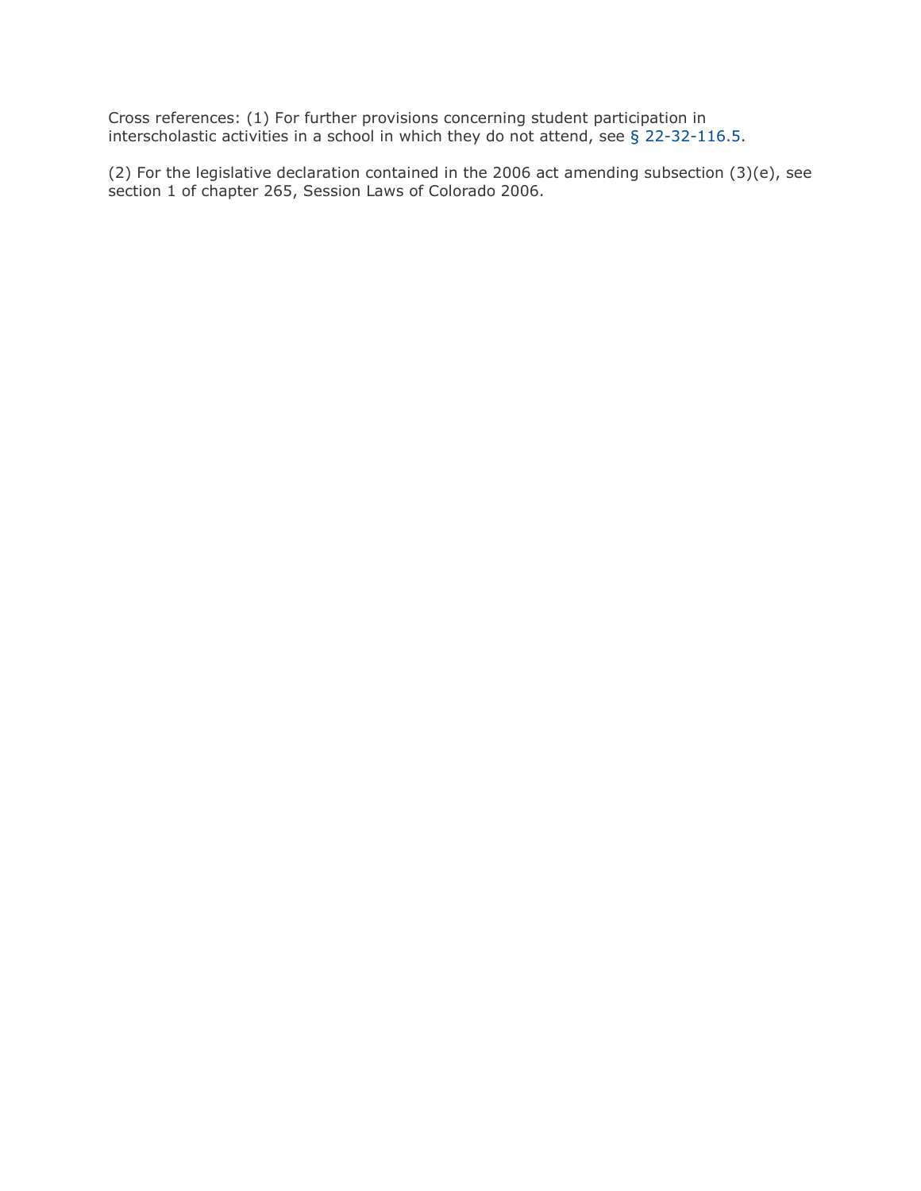Cross references: (1) For further provisions concerning student participation in interscholastic activities in a school in which they do not attend, see § 22-32-116.5.

(2) For the legislative declaration contained in the 2006 act amending subsection (3)(e), see section 1 of chapter 265, Session Laws of Colorado 2006.